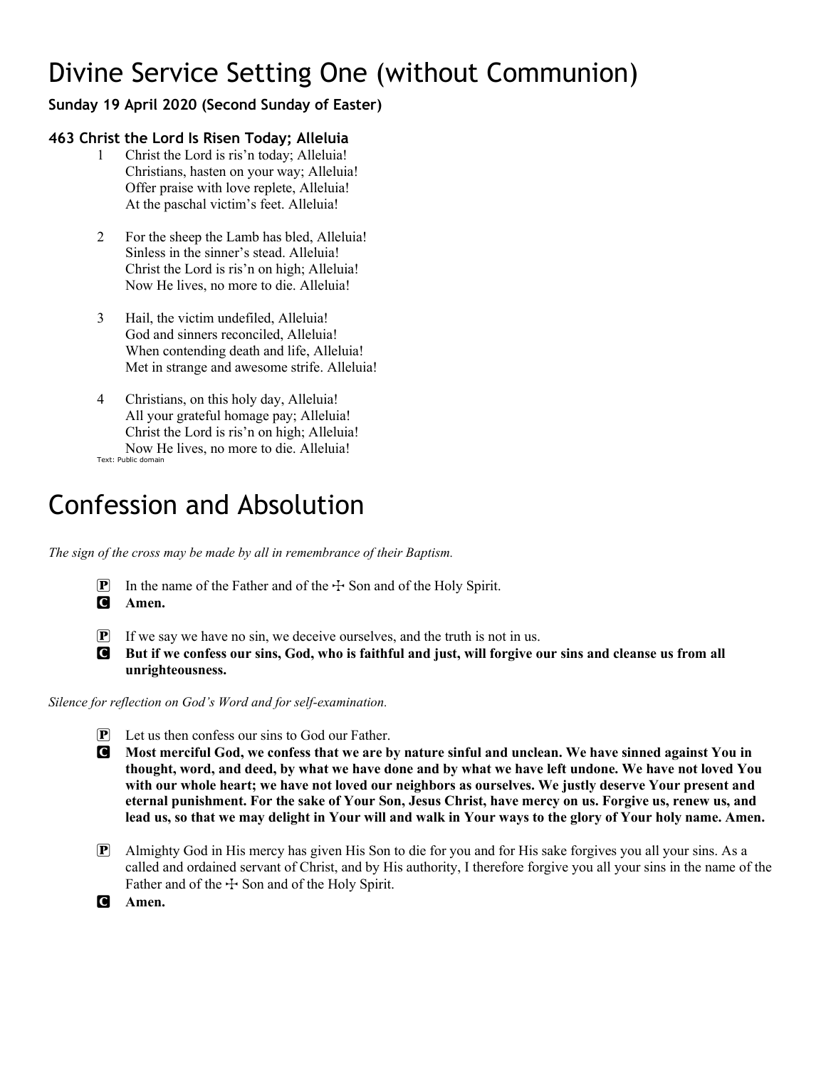# Divine Service Setting One (without Communion)

**Sunday 19 April 2020 (Second Sunday of Easter)**

### 463 Christ the Lord Is Risen Today; Alleluia

1 Christ the Lord is ris'n today; Alleluia!
Christians, hasten on your way; Alleluia!
Offer praise with love replete, Alleluia!
At the paschal victim's feet. Alleluia!

2 For the sheep the Lamb has bled, Alleluia!
Sinless in the sinner's stead. Alleluia!
Christ the Lord is ris'n on high; Alleluia!
Now He lives, no more to die. Alleluia!

3 Hail, the victim undefiled, Alleluia!
God and sinners reconciled, Alleluia!
When contending death and life, Alleluia!
Met in strange and awesome strife. Alleluia!

4 Christians, on this holy day, Alleluia!
All your grateful homage pay; Alleluia!
Christ the Lord is ris'n on high; Alleluia!
Now He lives, no more to die. Alleluia!

Text: Public domain

# Confession and Absolution

*The sign of the cross may be made by all in remembrance of their Baptism.*

P In the name of the Father and of the ☩ Son and of the Holy Spirit.
C **Amen.**

P If we say we have no sin, we deceive ourselves, and the truth is not in us.
C **But if we confess our sins, God, who is faithful and just, will forgive our sins and cleanse us from all unrighteousness.**

*Silence for reflection on God's Word and for self-examination.*

P Let us then confess our sins to God our Father.
C **Most merciful God, we confess that we are by nature sinful and unclean. We have sinned against You in thought, word, and deed, by what we have done and by what we have left undone. We have not loved You with our whole heart; we have not loved our neighbors as ourselves. We justly deserve Your present and eternal punishment. For the sake of Your Son, Jesus Christ, have mercy on us. Forgive us, renew us, and lead us, so that we may delight in Your will and walk in Your ways to the glory of Your holy name. Amen.**

P Almighty God in His mercy has given His Son to die for you and for His sake forgives you all your sins. As a called and ordained servant of Christ, and by His authority, I therefore forgive you all your sins in the name of the Father and of the ☩ Son and of the Holy Spirit.
C **Amen.**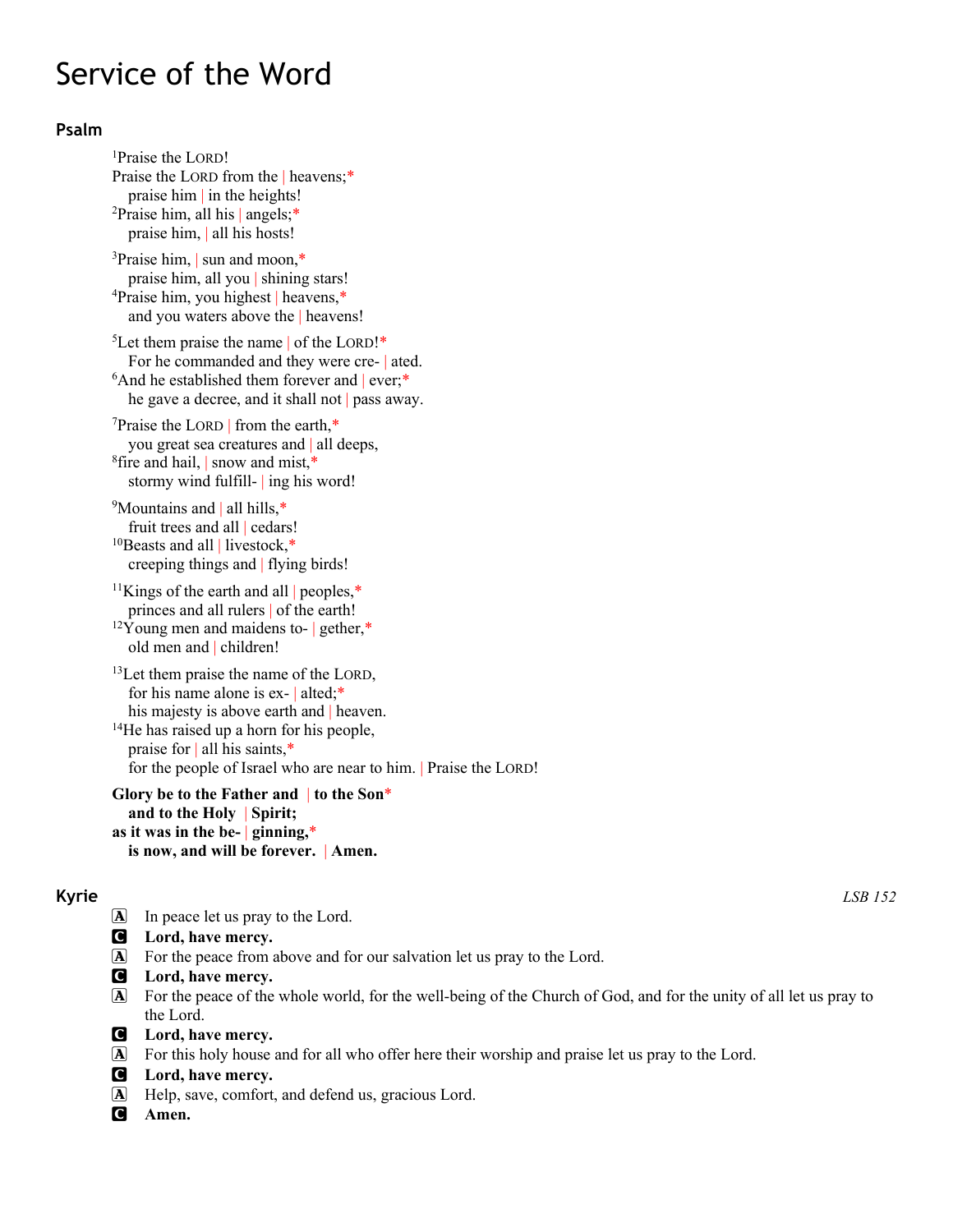# Service of the Word

## Psalm

[1]Praise the LORD!
Praise the LORD from the | heavens;*
praise him | in the heights!
[2]Praise him, all his | angels;*
praise him, | all his hosts!

[3]Praise him, | sun and moon,*
praise him, all you | shining stars!
[4]Praise him, you highest | heavens,*
and you waters above the | heavens!

[5]Let them praise the name | of the LORD!*
For he commanded and they were cre- | ated.
[6]And he established them forever and | ever;*
he gave a decree, and it shall not | pass away.

[7]Praise the LORD | from the earth,*
you great sea creatures and | all deeps,
[8]fire and hail, | snow and mist,*
stormy wind fulfill- | ing his word!

[9]Mountains and | all hills,*
fruit trees and all | cedars!
[10]Beasts and all | livestock,*
creeping things and | flying birds!

[11]Kings of the earth and all | peoples,*
princes and all rulers | of the earth!
[12]Young men and maidens to- | gether,*
old men and | children!

[13]Let them praise the name of the LORD,
for his name alone is ex- | alted;*
his majesty is above earth and | heaven.
[14]He has raised up a horn for his people,
praise for | all his saints,*
for the people of Israel who are near to him. | Praise the LORD!

**Glory be to the Father and | to the Son***
**and to the Holy | Spirit;**
**as it was in the be- | ginning,***
**is now, and will be forever. | Amen.**

## Kyrie

*LSB 152*

A In peace let us pray to the Lord.
**C Lord, have mercy.**
A For the peace from above and for our salvation let us pray to the Lord.
**C Lord, have mercy.**
A For the peace of the whole world, for the well-being of the Church of God, and for the unity of all let us pray to the Lord.
**C Lord, have mercy.**
A For this holy house and for all who offer here their worship and praise let us pray to the Lord.
**C Lord, have mercy.**
A Help, save, comfort, and defend us, gracious Lord.
**C Amen.**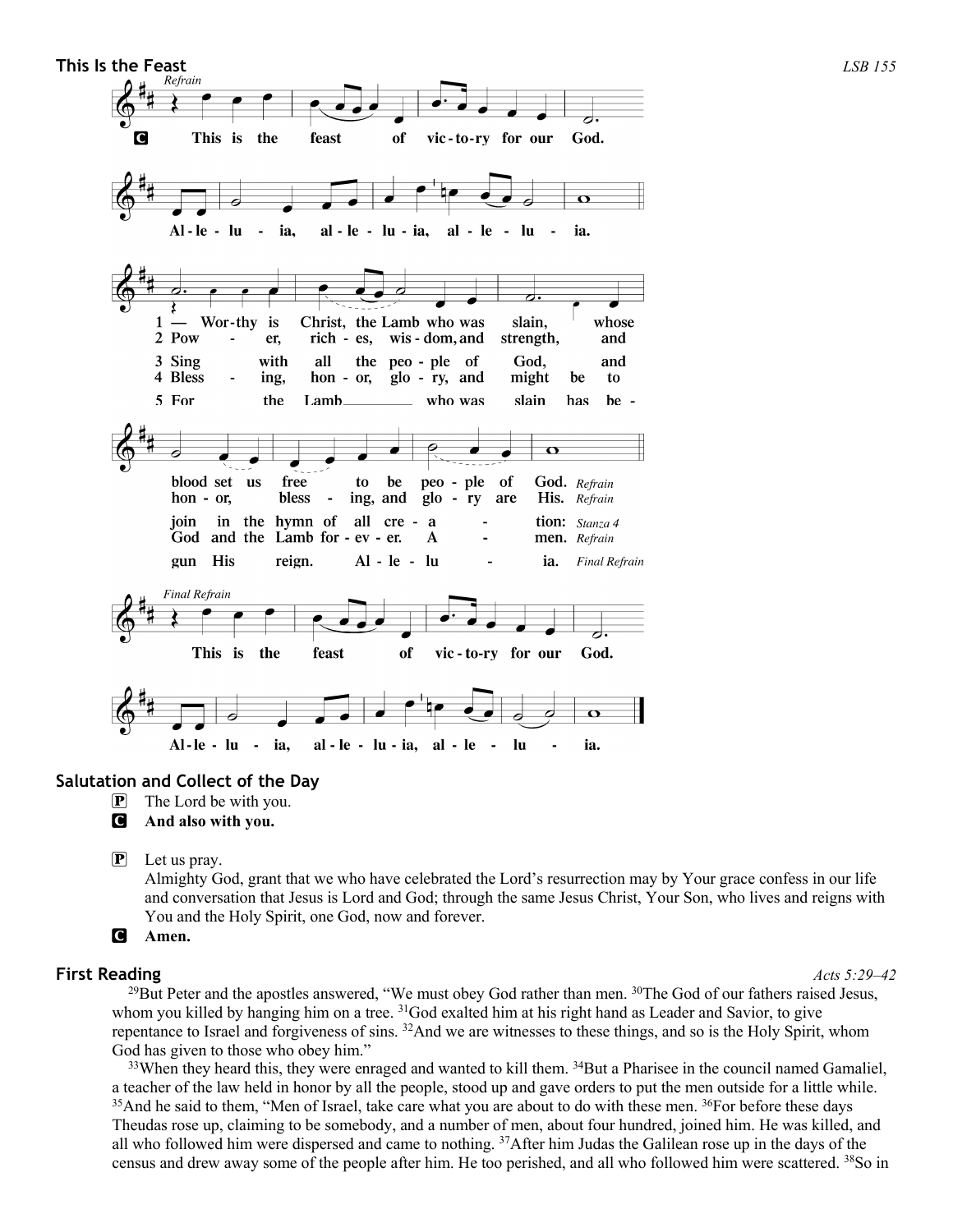## This Is the Feast

*LSB 155*

*Refrain*

C This is the feast of victory for our God. Alleluia, alleluia, alleluia.

1 Worthy is Christ, the Lamb who was slain, whose blood set us free to be people of God. *Refrain*

2 Power, riches, wisdom, and strength, and honor, blessing, and glory are His. *Refrain*

3 Sing with all the people of God, and join in the hymn of all creation: *Stanza 4*

4 Blessing, honor, glory, and might be to God and the Lamb forever. Amen. *Refrain*

5 For the Lamb who was slain has begun His reign. Alleluia. *Final Refrain*

*Final Refrain*

This is the feast of victory for our God. Alleluia, alleluia, alleluia.

## Salutation and Collect of the Day

P The Lord be with you.

C **And also with you.**

P Let us pray.

Almighty God, grant that we who have celebrated the Lord's resurrection may by Your grace confess in our life and conversation that Jesus is Lord and God; through the same Jesus Christ, Your Son, who lives and reigns with You and the Holy Spirit, one God, now and forever.

C **Amen.**

## First Reading

*Acts 5:29–42*

[29]But Peter and the apostles answered, "We must obey God rather than men. [30]The God of our fathers raised Jesus, whom you killed by hanging him on a tree. [31]God exalted him at his right hand as Leader and Savior, to give repentance to Israel and forgiveness of sins. [32]And we are witnesses to these things, and so is the Holy Spirit, whom God has given to those who obey him."

[33]When they heard this, they were enraged and wanted to kill them. [34]But a Pharisee in the council named Gamaliel, a teacher of the law held in honor by all the people, stood up and gave orders to put the men outside for a little while. [35]And he said to them, "Men of Israel, take care what you are about to do with these men. [36]For before these days Theudas rose up, claiming to be somebody, and a number of men, about four hundred, joined him. He was killed, and all who followed him were dispersed and came to nothing. [37]After him Judas the Galilean rose up in the days of the census and drew away some of the people after him. He too perished, and all who followed him were scattered. [38]So in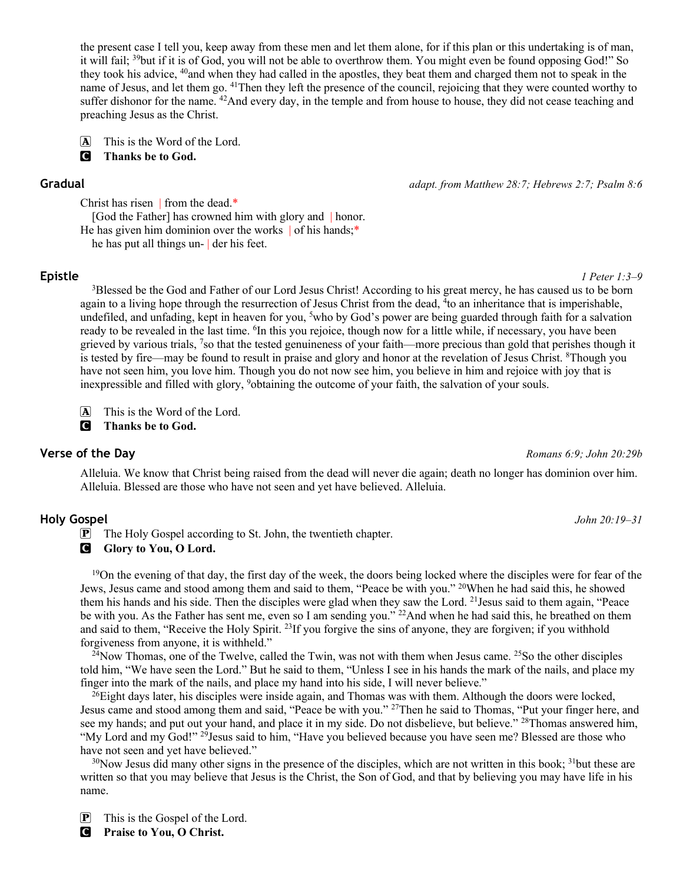the present case I tell you, keep away from these men and let them alone, for if this plan or this undertaking is of man, it will fail; [39]but if it is of God, you will not be able to overthrow them. You might even be found opposing God!" So they took his advice, [40]and when they had called in the apostles, they beat them and charged them not to speak in the name of Jesus, and let them go. [41]Then they left the presence of the council, rejoicing that they were counted worthy to suffer dishonor for the name. [42]And every day, in the temple and from house to house, they did not cease teaching and preaching Jesus as the Christ.

A This is the Word of the Lord.
C **Thanks be to God.**

## Gradual

*adapt. from Matthew 28:7; Hebrews 2:7; Psalm 8:6*

Christ has risen | from the dead.*
[God the Father] has crowned him with glory and | honor.
He has given him dominion over the works | of his hands;*
he has put all things un- | der his feet.

## Epistle

*1 Peter 1:3–9*

[3]Blessed be the God and Father of our Lord Jesus Christ! According to his great mercy, he has caused us to be born again to a living hope through the resurrection of Jesus Christ from the dead, [4]to an inheritance that is imperishable, undefiled, and unfading, kept in heaven for you, [5]who by God's power are being guarded through faith for a salvation ready to be revealed in the last time. [6]In this you rejoice, though now for a little while, if necessary, you have been grieved by various trials, [7]so that the tested genuineness of your faith—more precious than gold that perishes though it is tested by fire—may be found to result in praise and glory and honor at the revelation of Jesus Christ. [8]Though you have not seen him, you love him. Though you do not now see him, you believe in him and rejoice with joy that is inexpressible and filled with glory, [9]obtaining the outcome of your faith, the salvation of your souls.

A This is the Word of the Lord.
C **Thanks be to God.**

## Verse of the Day

*Romans 6:9; John 20:29b*

Alleluia. We know that Christ being raised from the dead will never die again; death no longer has dominion over him. Alleluia. Blessed are those who have not seen and yet have believed. Alleluia.

## Holy Gospel

*John 20:19–31*

P The Holy Gospel according to St. John, the twentieth chapter.
C **Glory to You, O Lord.**

[19]On the evening of that day, the first day of the week, the doors being locked where the disciples were for fear of the Jews, Jesus came and stood among them and said to them, "Peace be with you." [20]When he had said this, he showed them his hands and his side. Then the disciples were glad when they saw the Lord. [21]Jesus said to them again, "Peace be with you. As the Father has sent me, even so I am sending you." [22]And when he had said this, he breathed on them and said to them, "Receive the Holy Spirit. [23]If you forgive the sins of anyone, they are forgiven; if you withhold forgiveness from anyone, it is withheld."

[24]Now Thomas, one of the Twelve, called the Twin, was not with them when Jesus came. [25]So the other disciples told him, "We have seen the Lord." But he said to them, "Unless I see in his hands the mark of the nails, and place my finger into the mark of the nails, and place my hand into his side, I will never believe."

[26]Eight days later, his disciples were inside again, and Thomas was with them. Although the doors were locked, Jesus came and stood among them and said, "Peace be with you." [27]Then he said to Thomas, "Put your finger here, and see my hands; and put out your hand, and place it in my side. Do not disbelieve, but believe." [28]Thomas answered him, "My Lord and my God!" [29]Jesus said to him, "Have you believed because you have seen me? Blessed are those who have not seen and yet have believed."

[30]Now Jesus did many other signs in the presence of the disciples, which are not written in this book; [31]but these are written so that you may believe that Jesus is the Christ, the Son of God, and that by believing you may have life in his name.

P This is the Gospel of the Lord.
C **Praise to You, O Christ.**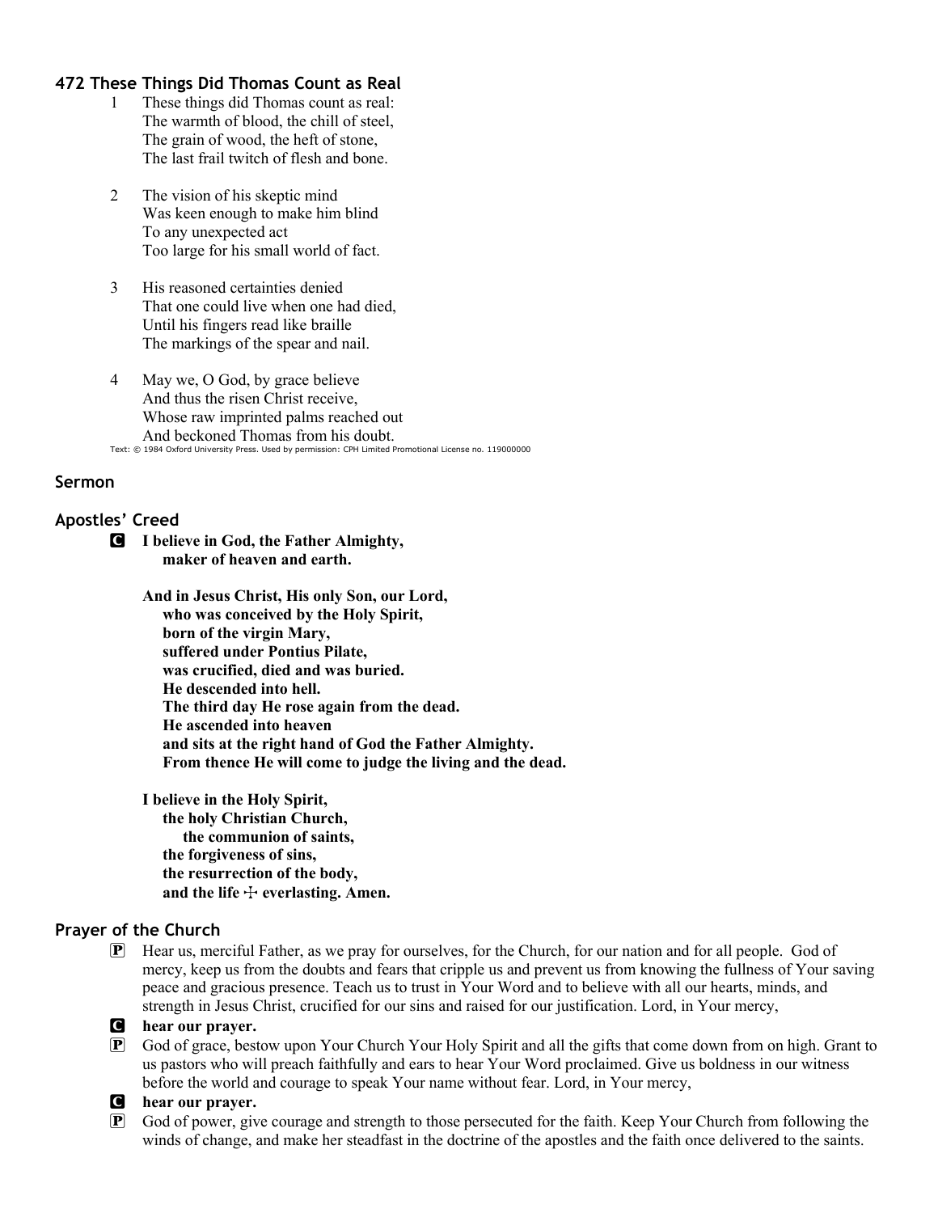### 472 These Things Did Thomas Count as Real

1 These things did Thomas count as real:
The warmth of blood, the chill of steel,
The grain of wood, the heft of stone,
The last frail twitch of flesh and bone.

2 The vision of his skeptic mind
Was keen enough to make him blind
To any unexpected act
Too large for his small world of fact.

3 His reasoned certainties denied
That one could live when one had died,
Until his fingers read like braille
The markings of the spear and nail.

4 May we, O God, by grace believe
And thus the risen Christ receive,
Whose raw imprinted palms reached out
And beckoned Thomas from his doubt.

Text: © 1984 Oxford University Press. Used by permission: CPH Limited Promotional License no. 119000000

### Sermon

### Apostles' Creed

C **I believe in God, the Father Almighty,
maker of heaven and earth.**

**And in Jesus Christ, His only Son, our Lord,
who was conceived by the Holy Spirit,
born of the virgin Mary,
suffered under Pontius Pilate,
was crucified, died and was buried.
He descended into hell.
The third day He rose again from the dead.
He ascended into heaven
and sits at the right hand of God the Father Almighty.
From thence He will come to judge the living and the dead.**

**I believe in the Holy Spirit,
the holy Christian Church,
the communion of saints,
the forgiveness of sins,
the resurrection of the body,
and the life ☩ everlasting. Amen.**

### Prayer of the Church

P Hear us, merciful Father, as we pray for ourselves, for the Church, for our nation and for all people. God of mercy, keep us from the doubts and fears that cripple us and prevent us from knowing the fullness of Your saving peace and gracious presence. Teach us to trust in Your Word and to believe with all our hearts, minds, and strength in Jesus Christ, crucified for our sins and raised for our justification. Lord, in Your mercy,

C **hear our prayer.**

P God of grace, bestow upon Your Church Your Holy Spirit and all the gifts that come down from on high. Grant to us pastors who will preach faithfully and ears to hear Your Word proclaimed. Give us boldness in our witness before the world and courage to speak Your name without fear. Lord, in Your mercy,

C **hear our prayer.**

P God of power, give courage and strength to those persecuted for the faith. Keep Your Church from following the winds of change, and make her steadfast in the doctrine of the apostles and the faith once delivered to the saints.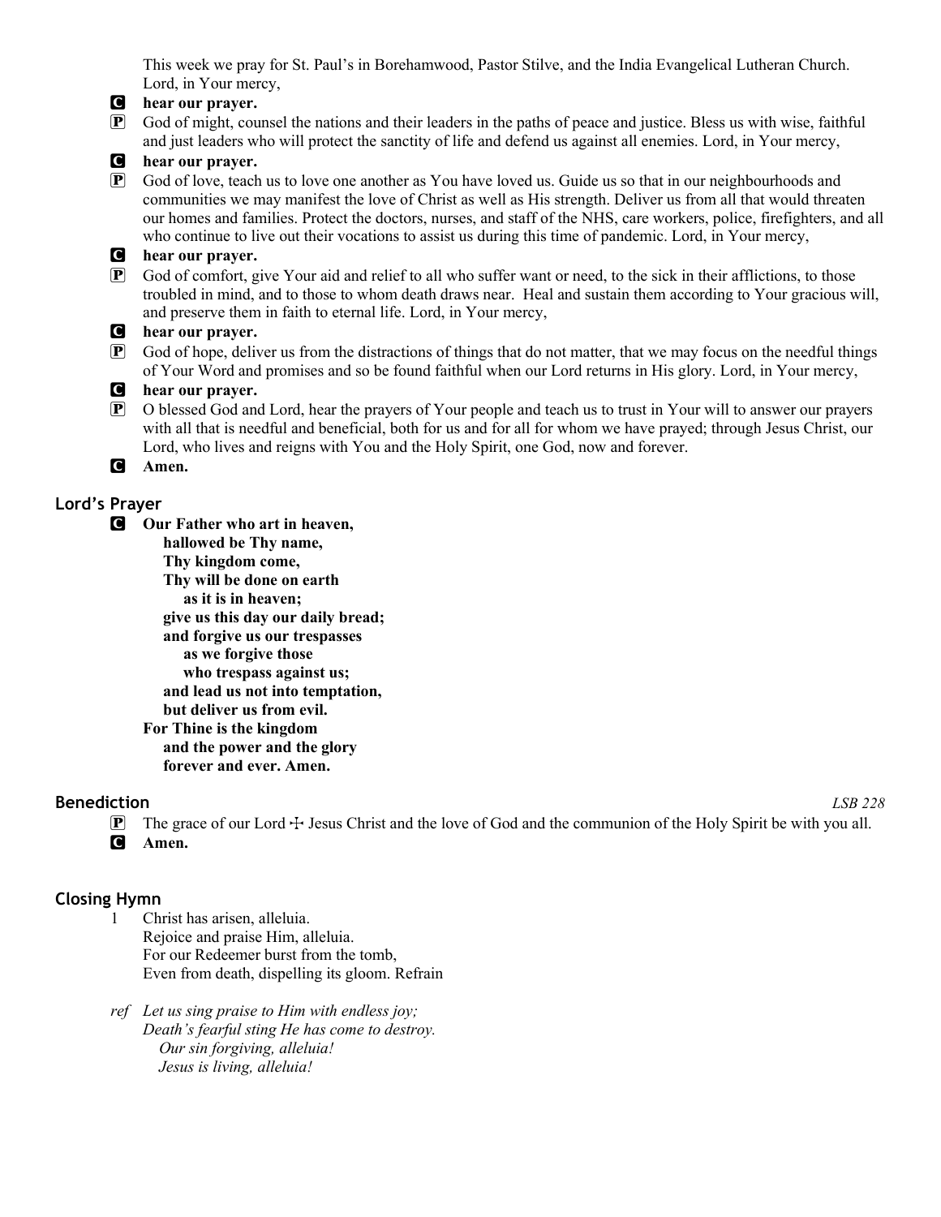This week we pray for St. Paul's in Borehamwood, Pastor Stilve, and the India Evangelical Lutheran Church. Lord, in Your mercy,

**C hear our prayer.**

P God of might, counsel the nations and their leaders in the paths of peace and justice. Bless us with wise, faithful and just leaders who will protect the sanctity of life and defend us against all enemies. Lord, in Your mercy,

**C hear our prayer.**

P God of love, teach us to love one another as You have loved us. Guide us so that in our neighbourhoods and communities we may manifest the love of Christ as well as His strength. Deliver us from all that would threaten our homes and families. Protect the doctors, nurses, and staff of the NHS, care workers, police, firefighters, and all who continue to live out their vocations to assist us during this time of pandemic. Lord, in Your mercy,

**C hear our prayer.**

P God of comfort, give Your aid and relief to all who suffer want or need, to the sick in their afflictions, to those troubled in mind, and to those to whom death draws near. Heal and sustain them according to Your gracious will, and preserve them in faith to eternal life. Lord, in Your mercy,

**C hear our prayer.**

P God of hope, deliver us from the distractions of things that do not matter, that we may focus on the needful things of Your Word and promises and so be found faithful when our Lord returns in His glory. Lord, in Your mercy,

**C hear our prayer.**

P O blessed God and Lord, hear the prayers of Your people and teach us to trust in Your will to answer our prayers with all that is needful and beneficial, both for us and for all for whom we have prayed; through Jesus Christ, our Lord, who lives and reigns with You and the Holy Spirit, one God, now and forever.

**C Amen.**

## Lord's Prayer

**C Our Father who art in heaven,**
**hallowed be Thy name,**
**Thy kingdom come,**
**Thy will be done on earth**
**as it is in heaven;**
**give us this day our daily bread;**
**and forgive us our trespasses**
**as we forgive those**
**who trespass against us;**
**and lead us not into temptation,**
**but deliver us from evil.**
**For Thine is the kingdom**
**and the power and the glory**
**forever and ever. Amen.**

## Benediction

*LSB 228*

P The grace of our Lord ☩ Jesus Christ and the love of God and the communion of the Holy Spirit be with you all.

**C Amen.**

## Closing Hymn

1 Christ has arisen, alleluia.
Rejoice and praise Him, alleluia.
For our Redeemer burst from the tomb,
Even from death, dispelling its gloom. Refrain

*ref Let us sing praise to Him with endless joy;*
*Death's fearful sting He has come to destroy.*
*Our sin forgiving, alleluia!*
*Jesus is living, alleluia!*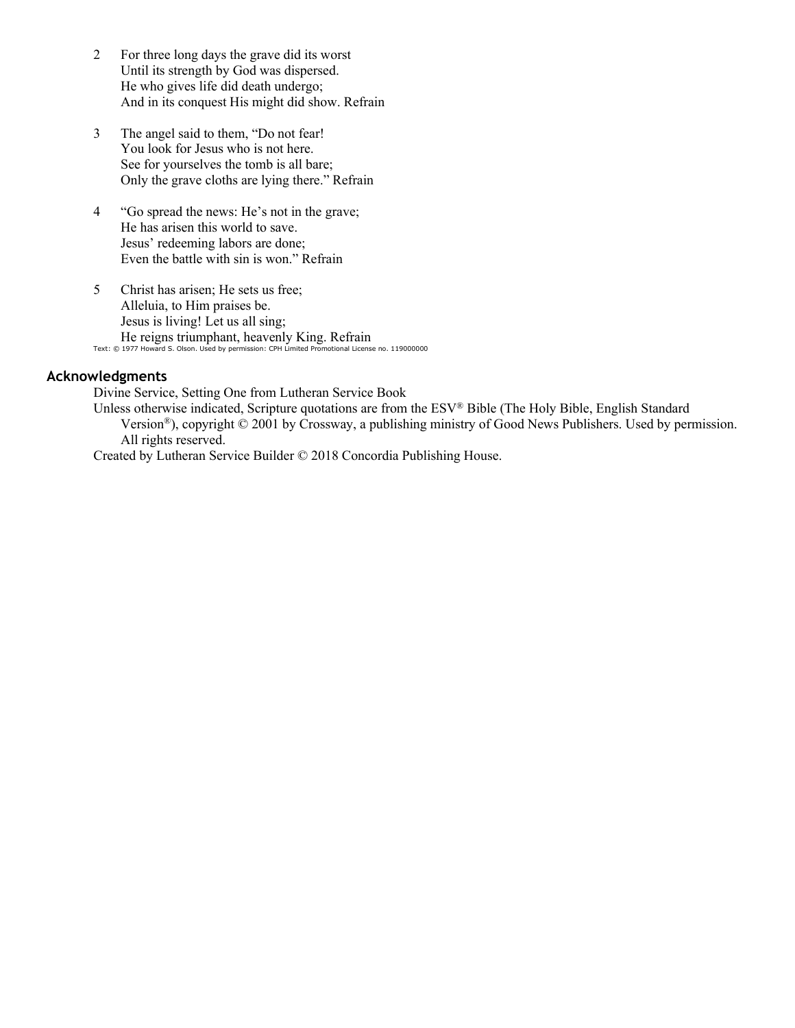2 For three long days the grave did its worst
Until its strength by God was dispersed.
He who gives life did death undergo;
And in its conquest His might did show. Refrain

3 The angel said to them, "Do not fear!
You look for Jesus who is not here.
See for yourselves the tomb is all bare;
Only the grave cloths are lying there." Refrain

4 "Go spread the news: He's not in the grave;
He has arisen this world to save.
Jesus' redeeming labors are done;
Even the battle with sin is won." Refrain

5 Christ has arisen; He sets us free;
Alleluia, to Him praises be.
Jesus is living! Let us all sing;
He reigns triumphant, heavenly King. Refrain

Text: © 1977 Howard S. Olson. Used by permission: CPH Limited Promotional License no. 119000000

## Acknowledgments

Divine Service, Setting One from Lutheran Service Book

Unless otherwise indicated, Scripture quotations are from the ESV® Bible (The Holy Bible, English Standard Version®), copyright © 2001 by Crossway, a publishing ministry of Good News Publishers. Used by permission. All rights reserved.

Created by Lutheran Service Builder © 2018 Concordia Publishing House.